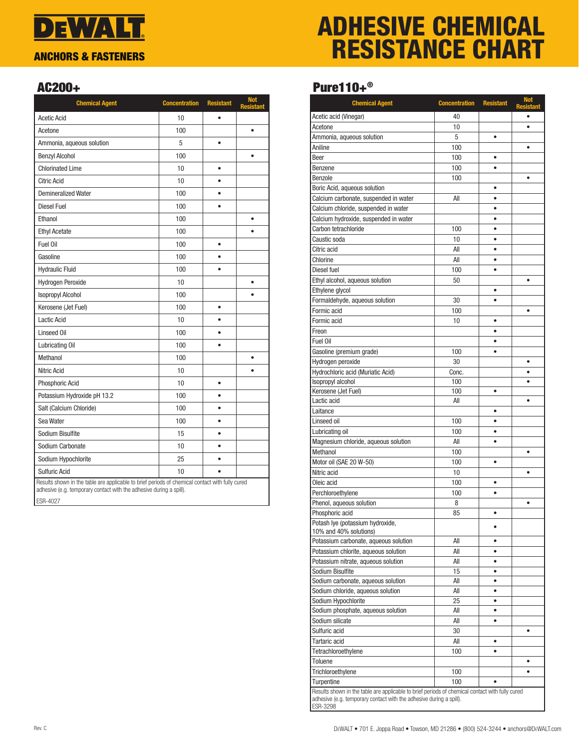# DEWALT

## ANCHORS & FASTENERS

# ADHESIVE CHEMICAL RESISTANCE CHART

## AC200+

| Chemical Agent | Concentration | Resistant | Not Resistant |
|---|---|---|---|
| Acetic Acid | 10 | • | |
| Acetone | 100 | | • |
| Ammonia, aqueous solution | 5 | • | |
| Benzyl Alcohol | 100 | | • |
| Chlorinated Lime | 10 | • | |
| Citric Acid | 10 | • | |
| Demineralized Water | 100 | • | |
| Diesel Fuel | 100 | • | |
| Ethanol | 100 | | • |
| Ethyl Acetate | 100 | | • |
| Fuel Oil | 100 | • | |
| Gasoline | 100 | • | |
| Hydraulic Fluid | 100 | • | |
| Hydrogen Peroxide | 10 | | • |
| Isopropyl Alcohol | 100 | | • |
| Kerosene (Jet Fuel) | 100 | • | |
| Lactic Acid | 10 | • | |
| Linseed Oil | 100 | • | |
| Lubricating Oil | 100 | • | |
| Methanol | 100 | | • |
| Nitric Acid | 10 | | • |
| Phosphoric Acid | 10 | • | |
| Potassium Hydroxide pH 13.2 | 100 | • | |
| Salt (Calcium Chloride) | 100 | • | |
| Sea Water | 100 | • | |
| Sodium Bisulfite | 15 | • | |
| Sodium Carbonate | 10 | • | |
| Sodium Hypochlorite | 25 | • | |
| Sulfuric Acid | 10 | • | |

Results shown in the table are applicable to brief periods of chemical contact with fully cured adhesive (e.g. temporary contact with the adhesive during a spill).

ESR-4027

## Pure110+®

| Chemical Agent | Concentration | Resistant | Not Resistant |
|---|---|---|---|
| Acetic acid (Vinegar) | 40 | | • |
| Acetone | 10 | | • |
| Ammonia, aqueous solution | 5 | • | |
| Aniline | 100 | | • |
| Beer | 100 | • | |
| Benzene | 100 | • | |
| Benzole | 100 | | • |
| Boric Acid, aqueous solution | | • | |
| Calcium carbonate, suspended in water | All | • | |
| Calcium chloride, suspended in water | | • | |
| Calcium hydroxide, suspended in water | | • | |
| Carbon tetrachloride | 100 | • | |
| Caustic soda | 10 | • | |
| Citric acid | All | • | |
| Chlorine | All | • | |
| Diesel fuel | 100 | • | |
| Ethyl alcohol, aqueous solution | 50 | | • |
| Ethylene glycol | | • | |
| Formaldehyde, aqueous solution | 30 | • | |
| Formic acid | 100 | | • |
| Formic acid | 10 | • | |
| Freon | | • | |
| Fuel Oil | | • | |
| Gasoline (premium grade) | 100 | • | |
| Hydrogen peroxide | 30 | | • |
| Hydrochloric acid (Muriatic Acid) | Conc. | | • |
| Isopropyl alcohol | 100 | | • |
| Kerosene (Jet Fuel) | 100 | • | |
| Lactic acid | All | | • |
| Laitance | | • | |
| Linseed oil | 100 | • | |
| Lubricating oil | 100 | • | |
| Magnesium chloride, aqueous solution | All | • | |
| Methanol | 100 | | • |
| Motor oil (SAE 20 W-50) | 100 | • | |
| Nitric acid | 10 | | • |
| Oleic acid | 100 | • | |
| Perchloroethylene | 100 | • | |
| Phenol, aqueous solution | 8 | | • |
| Phosphoric acid | 85 | • | |
| Potash lye (potassium hydroxide, 10% and 40% solutions) | | • | |
| Potassium carbonate, aqueous solution | All | • | |
| Potassium chlorite, aqueous solution | All | • | |
| Potassium nitrate, aqueous solution | All | • | |
| Sodium Bisulfite | 15 | • | |
| Sodium carbonate, aqueous solution | All | • | |
| Sodium chloride, aqueous solution | All | • | |
| Sodium Hypochlorite | 25 | • | |
| Sodium phosphate, aqueous solution | All | • | |
| Sodium silicate | All | • | |
| Sulfuric acid | 30 | | • |
| Tartaric acid | All | • | |
| Tetrachloroethylene | 100 | • | |
| Toluene | | | • |
| Trichloroethylene | 100 | | • |
| Turpentine | 100 | • | |

Results shown in the table are applicable to brief periods of chemical contact with fully cured adhesive (e.g. temporary contact with the adhesive during a spill).
ESR-3298

Rev. C

DEWALT • 701 E. Joppa Road • Towson, MD 21286 • (800) 524-3244 • anchors@DEWALT.com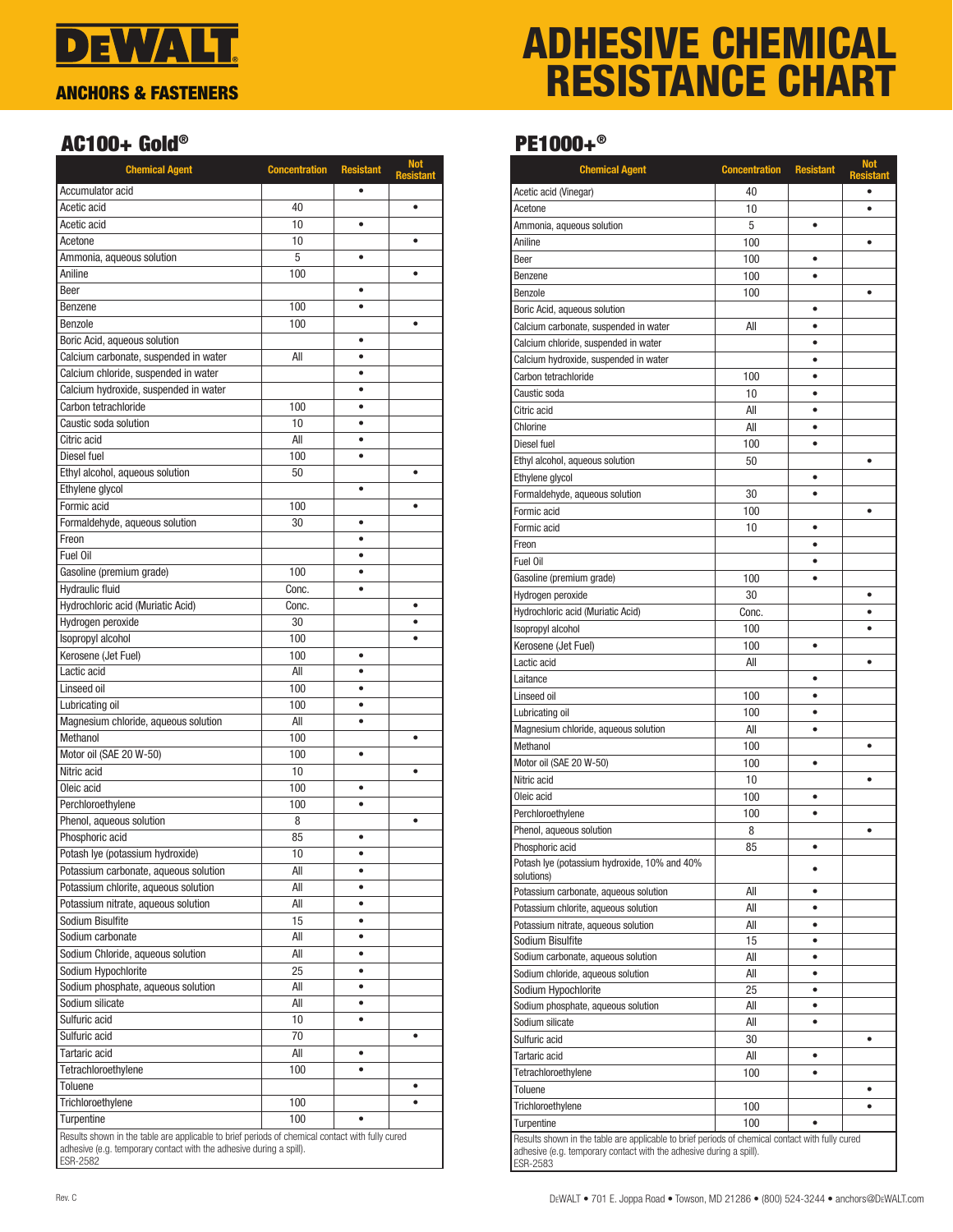# DEWALT

## ANCHORS & FASTENERS

# ADHESIVE CHEMICAL RESISTANCE CHART

## AC100+ Gold®

| Chemical Agent | Concentration | Resistant | Not Resistant |
|---|---|---|---|
| Accumulator acid | | • | |
| Acetic acid | 40 | | • |
| Acetic acid | 10 | • | |
| Acetone | 10 | | • |
| Ammonia, aqueous solution | 5 | • | |
| Aniline | 100 | | • |
| Beer | | • | |
| Benzene | 100 | • | |
| Benzole | 100 | | • |
| Boric Acid, aqueous solution | | • | |
| Calcium carbonate, suspended in water | All | • | |
| Calcium chloride, suspended in water | | • | |
| Calcium hydroxide, suspended in water | | • | |
| Carbon tetrachloride | 100 | • | |
| Caustic soda solution | 10 | • | |
| Citric acid | All | • | |
| Diesel fuel | 100 | • | |
| Ethyl alcohol, aqueous solution | 50 | | • |
| Ethylene glycol | | • | |
| Formic acid | 100 | | • |
| Formaldehyde, aqueous solution | 30 | • | |
| Freon | | • | |
| Fuel Oil | | • | |
| Gasoline (premium grade) | 100 | • | |
| Hydraulic fluid | Conc. | • | |
| Hydrochloric acid (Muriatic Acid) | Conc. | | • |
| Hydrogen peroxide | 30 | | • |
| Isopropyl alcohol | 100 | | • |
| Kerosene (Jet Fuel) | 100 | • | |
| Lactic acid | All | • | |
| Linseed oil | 100 | • | |
| Lubricating oil | 100 | • | |
| Magnesium chloride, aqueous solution | All | • | |
| Methanol | 100 | | • |
| Motor oil (SAE 20 W-50) | 100 | • | |
| Nitric acid | 10 | | • |
| Oleic acid | 100 | • | |
| Perchloroethylene | 100 | • | |
| Phenol, aqueous solution | 8 | | • |
| Phosphoric acid | 85 | • | |
| Potash lye (potassium hydroxide) | 10 | • | |
| Potassium carbonate, aqueous solution | All | • | |
| Potassium chlorite, aqueous solution | All | • | |
| Potassium nitrate, aqueous solution | All | • | |
| Sodium Bisulfite | 15 | • | |
| Sodium carbonate | All | • | |
| Sodium Chloride, aqueous solution | All | • | |
| Sodium Hypochlorite | 25 | • | |
| Sodium phosphate, aqueous solution | All | • | |
| Sodium silicate | All | • | |
| Sulfuric acid | 10 | • | |
| Sulfuric acid | 70 | | • |
| Tartaric acid | All | • | |
| Tetrachloroethylene | 100 | • | |
| Toluene | | | • |
| Trichloroethylene | 100 | | • |
| Turpentine | 100 | • | |

Results shown in the table are applicable to brief periods of chemical contact with fully cured adhesive (e.g. temporary contact with the adhesive during a spill).
ESR-2582

## PE1000+®

| Chemical Agent | Concentration | Resistant | Not Resistant |
|---|---|---|---|
| Acetic acid (Vinegar) | 40 | | • |
| Acetone | 10 | | • |
| Ammonia, aqueous solution | 5 | • | |
| Aniline | 100 | | • |
| Beer | 100 | • | |
| Benzene | 100 | • | |
| Benzole | 100 | | • |
| Boric Acid, aqueous solution | | • | |
| Calcium carbonate, suspended in water | All | • | |
| Calcium chloride, suspended in water | | • | |
| Calcium hydroxide, suspended in water | | • | |
| Carbon tetrachloride | 100 | • | |
| Caustic soda | 10 | • | |
| Citric acid | All | • | |
| Chlorine | All | • | |
| Diesel fuel | 100 | • | |
| Ethyl alcohol, aqueous solution | 50 | | • |
| Ethylene glycol | | • | |
| Formaldehyde, aqueous solution | 30 | • | |
| Formic acid | 100 | | • |
| Formic acid | 10 | • | |
| Freon | | • | |
| Fuel Oil | | • | |
| Gasoline (premium grade) | 100 | • | |
| Hydrogen peroxide | 30 | | • |
| Hydrochloric acid (Muriatic Acid) | Conc. | | • |
| Isopropyl alcohol | 100 | | • |
| Kerosene (Jet Fuel) | 100 | • | |
| Lactic acid | All | | • |
| Laitance | | • | |
| Linseed oil | 100 | • | |
| Lubricating oil | 100 | • | |
| Magnesium chloride, aqueous solution | All | • | |
| Methanol | 100 | | • |
| Motor oil (SAE 20 W-50) | 100 | • | |
| Nitric acid | 10 | | • |
| Oleic acid | 100 | • | |
| Perchloroethylene | 100 | • | |
| Phenol, aqueous solution | 8 | | • |
| Phosphoric acid | 85 | • | |
| Potash lye (potassium hydroxide, 10% and 40% solutions) | | • | |
| Potassium carbonate, aqueous solution | All | • | |
| Potassium chlorite, aqueous solution | All | • | |
| Potassium nitrate, aqueous solution | All | • | |
| Sodium Bisulfite | 15 | • | |
| Sodium carbonate, aqueous solution | All | • | |
| Sodium chloride, aqueous solution | All | • | |
| Sodium Hypochlorite | 25 | • | |
| Sodium phosphate, aqueous solution | All | • | |
| Sodium silicate | All | • | |
| Sulfuric acid | 30 | | • |
| Tartaric acid | All | • | |
| Tetrachloroethylene | 100 | • | |
| Toluene | | | • |
| Trichloroethylene | 100 | | • |
| Turpentine | 100 | • | |

Results shown in the table are applicable to brief periods of chemical contact with fully cured adhesive (e.g. temporary contact with the adhesive during a spill).
ESR-2583

Rev. C

DEWALT • 701 E. Joppa Road • Towson, MD 21286 • (800) 524-3244 • anchors@DEWALT.com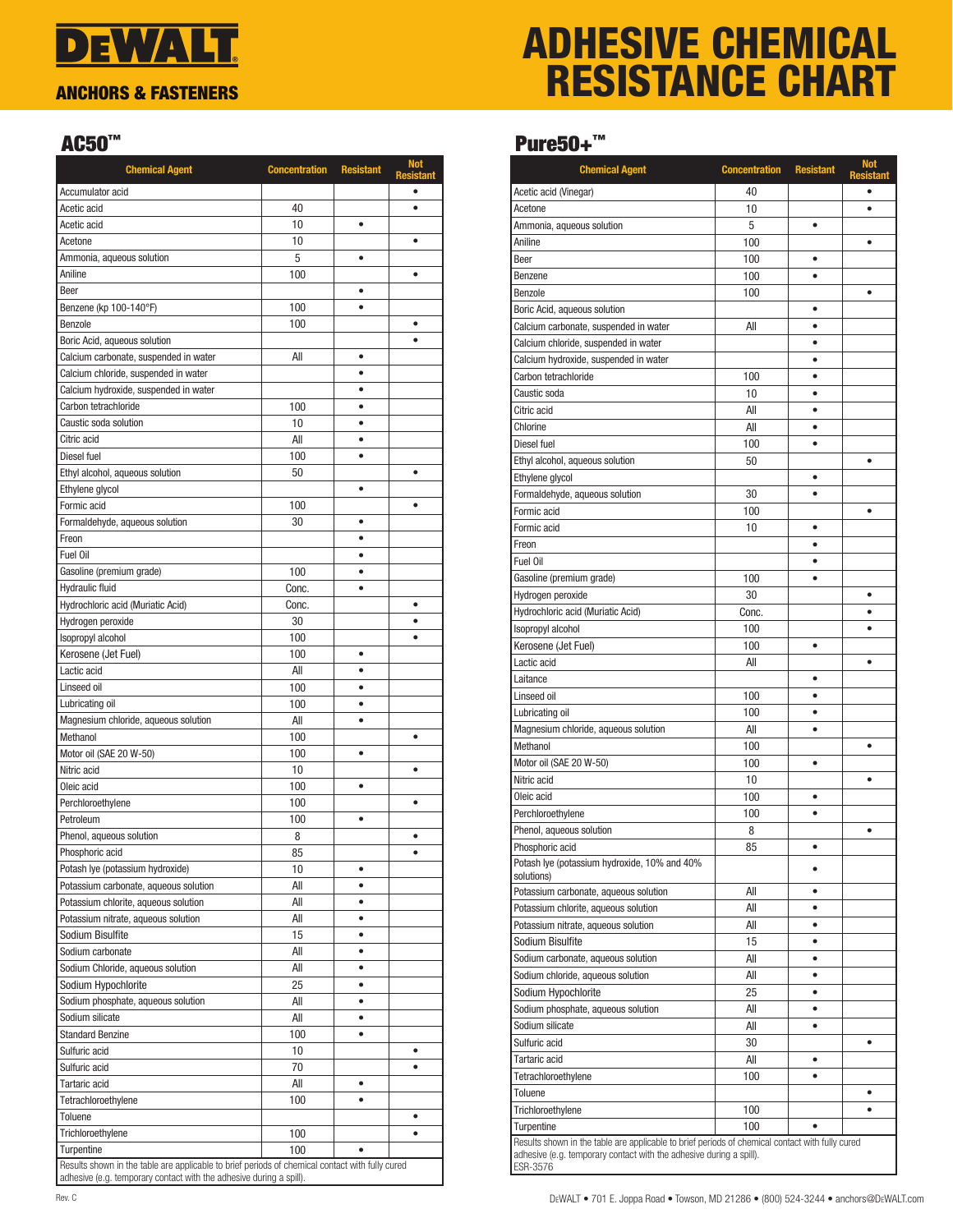# ADHESIVE CHEMICAL RESISTANCE CHART

DEWALT ANCHORS & FASTENERS

## AC50™

| Chemical Agent | Concentration | Resistant | Not Resistant |
|---|---|---|---|
| Accumulator acid | | | • |
| Acetic acid | 40 | | • |
| Acetic acid | 10 | • | |
| Acetone | 10 | | • |
| Ammonia, aqueous solution | 5 | • | |
| Aniline | 100 | | • |
| Beer | | • | |
| Benzene (kp 100-140°F) | 100 | • | |
| Benzole | 100 | | • |
| Boric Acid, aqueous solution | | | • |
| Calcium carbonate, suspended in water | All | • | |
| Calcium chloride, suspended in water | | • | |
| Calcium hydroxide, suspended in water | | • | |
| Carbon tetrachloride | 100 | • | |
| Caustic soda solution | 10 | • | |
| Citric acid | All | • | |
| Diesel fuel | 100 | • | |
| Ethyl alcohol, aqueous solution | 50 | | • |
| Ethylene glycol | | • | |
| Formic acid | 100 | | • |
| Formaldehyde, aqueous solution | 30 | • | |
| Freon | | • | |
| Fuel Oil | | • | |
| Gasoline (premium grade) | 100 | • | |
| Hydraulic fluid | Conc. | • | |
| Hydrochloric acid (Muriatic Acid) | Conc. | | • |
| Hydrogen peroxide | 30 | | • |
| Isopropyl alcohol | 100 | | • |
| Kerosene (Jet Fuel) | 100 | • | |
| Lactic acid | All | • | |
| Linseed oil | 100 | • | |
| Lubricating oil | 100 | • | |
| Magnesium chloride, aqueous solution | All | • | |
| Methanol | 100 | | • |
| Motor oil (SAE 20 W-50) | 100 | • | |
| Nitric acid | 10 | | • |
| Oleic acid | 100 | • | |
| Perchloroethylene | 100 | | • |
| Petroleum | 100 | • | |
| Phenol, aqueous solution | 8 | | • |
| Phosphoric acid | 85 | | • |
| Potash lye (potassium hydroxide) | 10 | • | |
| Potassium carbonate, aqueous solution | All | • | |
| Potassium chlorite, aqueous solution | All | • | |
| Potassium nitrate, aqueous solution | All | • | |
| Sodium Bisulfite | 15 | • | |
| Sodium carbonate | All | • | |
| Sodium Chloride, aqueous solution | All | • | |
| Sodium Hypochlorite | 25 | • | |
| Sodium phosphate, aqueous solution | All | • | |
| Sodium silicate | All | • | |
| Standard Benzine | 100 | • | |
| Sulfuric acid | 10 | | • |
| Sulfuric acid | 70 | | • |
| Tartaric acid | All | • | |
| Tetrachloroethylene | 100 | • | |
| Toluene | | | • |
| Trichloroethylene | 100 | | • |
| Turpentine | 100 | • | |

Results shown in the table are applicable to brief periods of chemical contact with fully cured adhesive (e.g. temporary contact with the adhesive during a spill).

## Pure50+™

| Chemical Agent | Concentration | Resistant | Not Resistant |
|---|---|---|---|
| Acetic acid (Vinegar) | 40 | | • |
| Acetone | 10 | | • |
| Ammonia, aqueous solution | 5 | • | |
| Aniline | 100 | | • |
| Beer | 100 | • | |
| Benzene | 100 | • | |
| Benzole | 100 | | • |
| Boric Acid, aqueous solution | | • | |
| Calcium carbonate, suspended in water | All | • | |
| Calcium chloride, suspended in water | | • | |
| Calcium hydroxide, suspended in water | | • | |
| Carbon tetrachloride | 100 | • | |
| Caustic soda | 10 | • | |
| Citric acid | All | • | |
| Chlorine | All | • | |
| Diesel fuel | 100 | • | |
| Ethyl alcohol, aqueous solution | 50 | | • |
| Ethylene glycol | | • | |
| Formaldehyde, aqueous solution | 30 | • | |
| Formic acid | 100 | | • |
| Formic acid | 10 | • | |
| Freon | | • | |
| Fuel Oil | | • | |
| Gasoline (premium grade) | 100 | • | |
| Hydrogen peroxide | 30 | | • |
| Hydrochloric acid (Muriatic Acid) | Conc. | | • |
| Isopropyl alcohol | 100 | | • |
| Kerosene (Jet Fuel) | 100 | • | |
| Lactic acid | All | | • |
| Laitance | | • | |
| Linseed oil | 100 | • | |
| Lubricating oil | 100 | • | |
| Magnesium chloride, aqueous solution | All | • | |
| Methanol | 100 | | • |
| Motor oil (SAE 20 W-50) | 100 | • | |
| Nitric acid | 10 | | • |
| Oleic acid | 100 | • | |
| Perchloroethylene | 100 | • | |
| Phenol, aqueous solution | 8 | | • |
| Phosphoric acid | 85 | • | |
| Potash lye (potassium hydroxide, 10% and 40% solutions) | | • | |
| Potassium carbonate, aqueous solution | All | • | |
| Potassium chlorite, aqueous solution | All | • | |
| Potassium nitrate, aqueous solution | All | • | |
| Sodium Bisulfite | 15 | • | |
| Sodium carbonate, aqueous solution | All | • | |
| Sodium chloride, aqueous solution | All | • | |
| Sodium Hypochlorite | 25 | • | |
| Sodium phosphate, aqueous solution | All | • | |
| Sodium silicate | All | • | |
| Sulfuric acid | 30 | | • |
| Tartaric acid | All | • | |
| Tetrachloroethylene | 100 | • | |
| Toluene | | | • |
| Trichloroethylene | 100 | | • |
| Turpentine | 100 | • | |

Results shown in the table are applicable to brief periods of chemical contact with fully cured adhesive (e.g. temporary contact with the adhesive during a spill).
ESR-3576

Rev. C

DEWALT • 701 E. Joppa Road • Towson, MD 21286 • (800) 524-3244 • anchors@DEWALT.com